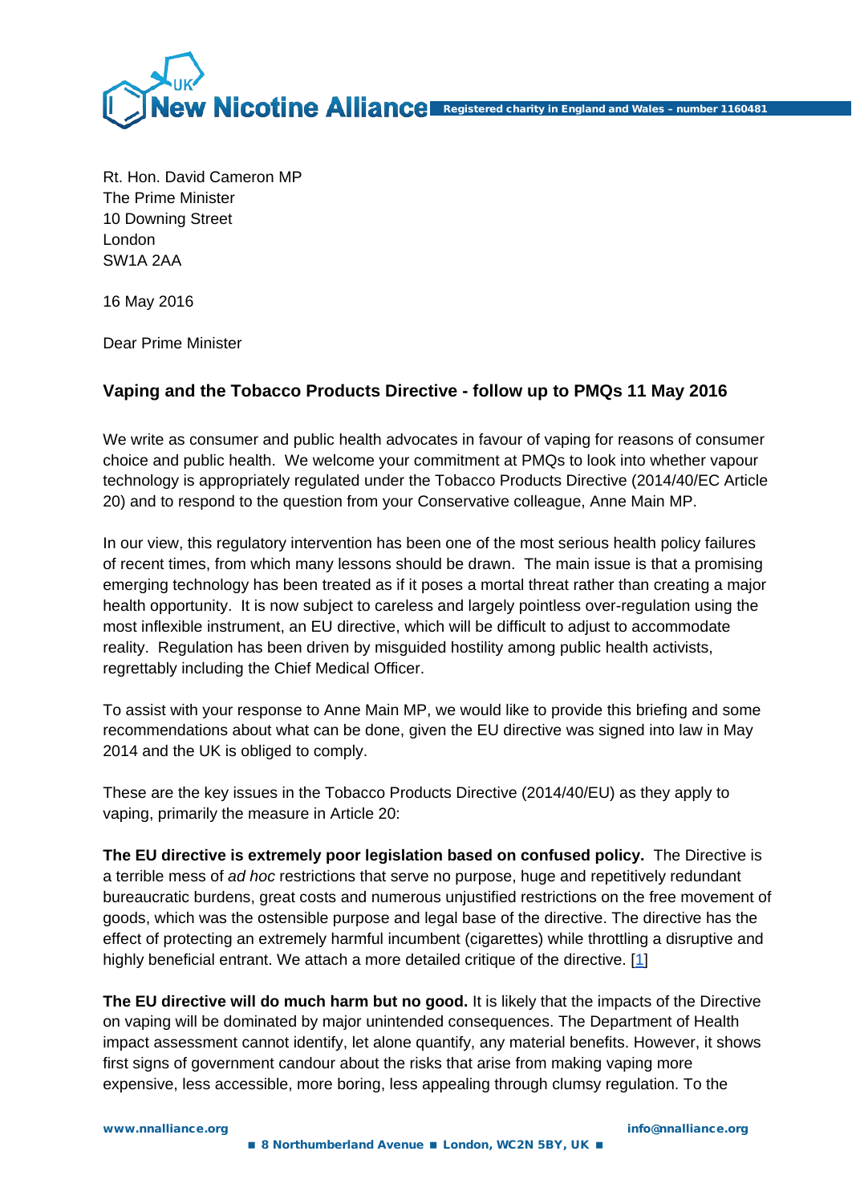Rt. Hon. David Cameron MP
The Prime Minister
10 Downing Street
London
SW1A 2AA

16 May 2016

Dear Prime Minister

## Vaping and the Tobacco Products Directive - follow up to PMQs 11 May 2016

We write as consumer and public health advocates in favour of vaping for reasons of consumer choice and public health. We welcome your commitment at PMQs to look into whether vapour technology is appropriately regulated under the Tobacco Products Directive (2014/40/EC Article 20) and to respond to the question from your Conservative colleague, Anne Main MP.

In our view, this regulatory intervention has been one of the most serious health policy failures of recent times, from which many lessons should be drawn. The main issue is that a promising emerging technology has been treated as if it poses a mortal threat rather than creating a major health opportunity. It is now subject to careless and largely pointless over-regulation using the most inflexible instrument, an EU directive, which will be difficult to adjust to accommodate reality. Regulation has been driven by misguided hostility among public health activists, regrettably including the Chief Medical Officer.

To assist with your response to Anne Main MP, we would like to provide this briefing and some recommendations about what can be done, given the EU directive was signed into law in May 2014 and the UK is obliged to comply.

These are the key issues in the Tobacco Products Directive (2014/40/EU) as they apply to vaping, primarily the measure in Article 20:

**The EU directive is extremely poor legislation based on confused policy.** The Directive is a terrible mess of *ad hoc* restrictions that serve no purpose, huge and repetitively redundant bureaucratic burdens, great costs and numerous unjustified restrictions on the free movement of goods, which was the ostensible purpose and legal base of the directive. The directive has the effect of protecting an extremely harmful incumbent (cigarettes) while throttling a disruptive and highly beneficial entrant. We attach a more detailed critique of the directive. [1]

**The EU directive will do much harm but no good.** It is likely that the impacts of the Directive on vaping will be dominated by major unintended consequences. The Department of Health impact assessment cannot identify, let alone quantify, any material benefits. However, it shows first signs of government candour about the risks that arise from making vaping more expensive, less accessible, more boring, less appealing through clumsy regulation. To the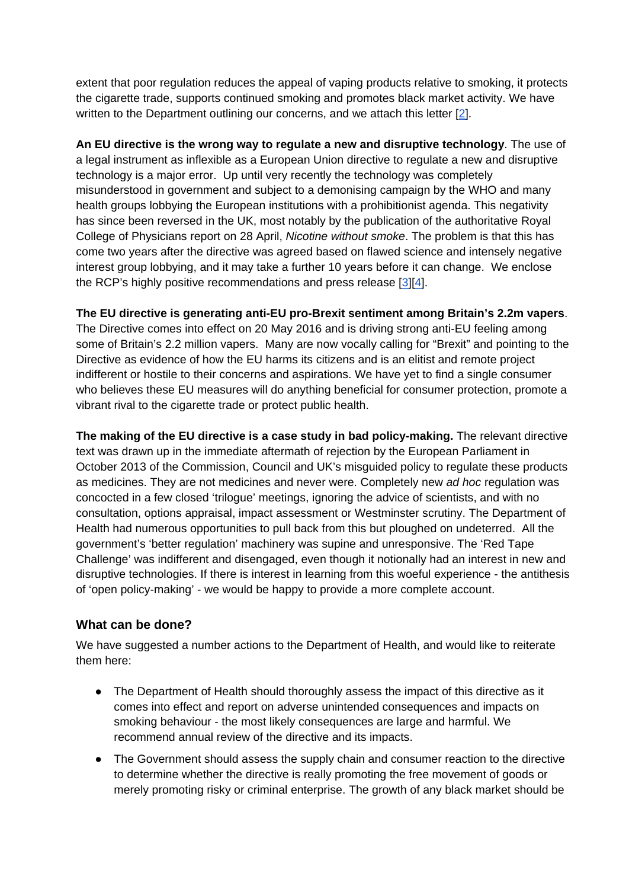extent that poor regulation reduces the appeal of vaping products relative to smoking, it protects the cigarette trade, supports continued smoking and promotes black market activity. We have written to the Department outlining our concerns, and we attach this letter [2].

**An EU directive is the wrong way to regulate a new and disruptive technology**. The use of a legal instrument as inflexible as a European Union directive to regulate a new and disruptive technology is a major error. Up until very recently the technology was completely misunderstood in government and subject to a demonising campaign by the WHO and many health groups lobbying the European institutions with a prohibitionist agenda. This negativity has since been reversed in the UK, most notably by the publication of the authoritative Royal College of Physicians report on 28 April, *Nicotine without smoke*. The problem is that this has come two years after the directive was agreed based on flawed science and intensely negative interest group lobbying, and it may take a further 10 years before it can change. We enclose the RCP's highly positive recommendations and press release [3][4].

**The EU directive is generating anti-EU pro-Brexit sentiment among Britain's 2.2m vapers**. The Directive comes into effect on 20 May 2016 and is driving strong anti-EU feeling among some of Britain's 2.2 million vapers. Many are now vocally calling for "Brexit" and pointing to the Directive as evidence of how the EU harms its citizens and is an elitist and remote project indifferent or hostile to their concerns and aspirations. We have yet to find a single consumer who believes these EU measures will do anything beneficial for consumer protection, promote a vibrant rival to the cigarette trade or protect public health.

**The making of the EU directive is a case study in bad policy-making.** The relevant directive text was drawn up in the immediate aftermath of rejection by the European Parliament in October 2013 of the Commission, Council and UK's misguided policy to regulate these products as medicines. They are not medicines and never were. Completely new *ad hoc* regulation was concocted in a few closed 'trilogue' meetings, ignoring the advice of scientists, and with no consultation, options appraisal, impact assessment or Westminster scrutiny. The Department of Health had numerous opportunities to pull back from this but ploughed on undeterred. All the government's 'better regulation' machinery was supine and unresponsive. The 'Red Tape Challenge' was indifferent and disengaged, even though it notionally had an interest in new and disruptive technologies. If there is interest in learning from this woeful experience - the antithesis of 'open policy-making' - we would be happy to provide a more complete account.

## What can be done?

We have suggested a number actions to the Department of Health, and would like to reiterate them here:

- The Department of Health should thoroughly assess the impact of this directive as it comes into effect and report on adverse unintended consequences and impacts on smoking behaviour - the most likely consequences are large and harmful. We recommend annual review of the directive and its impacts.
- The Government should assess the supply chain and consumer reaction to the directive to determine whether the directive is really promoting the free movement of goods or merely promoting risky or criminal enterprise. The growth of any black market should be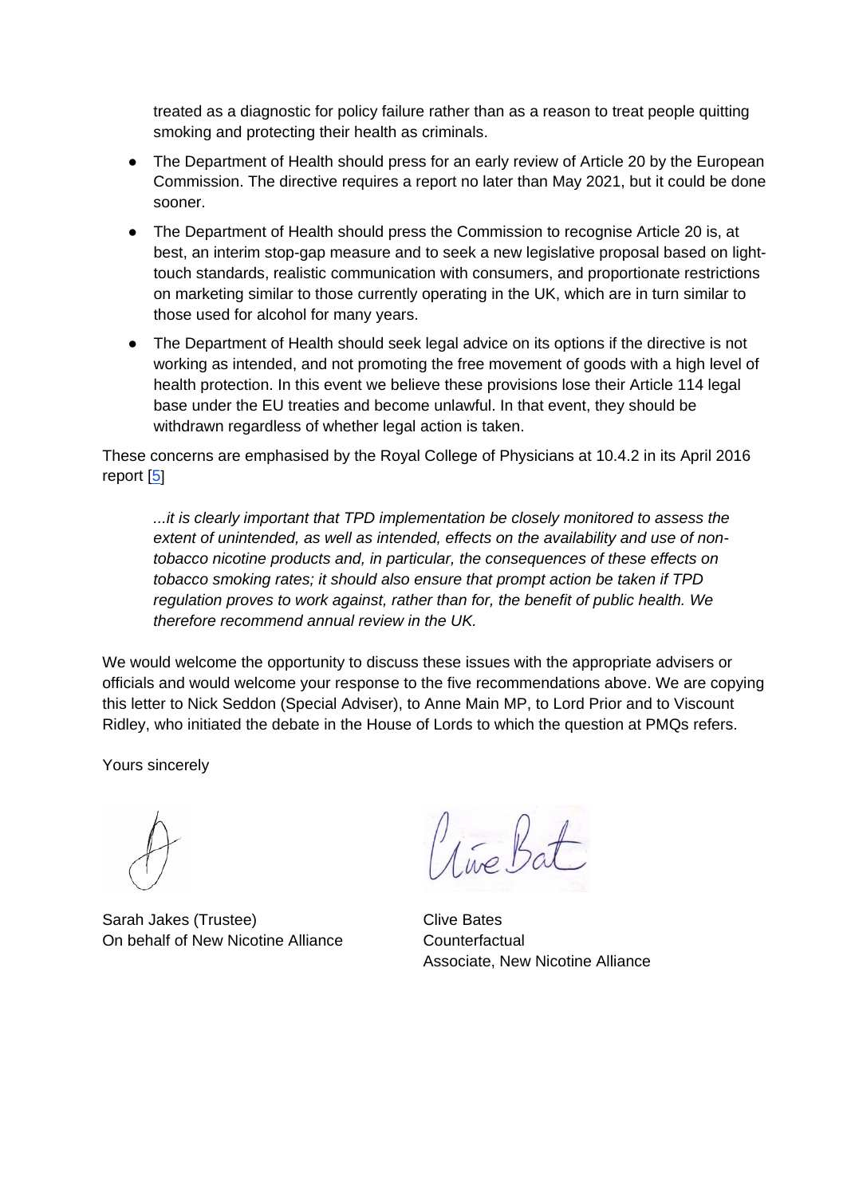treated as a diagnostic for policy failure rather than as a reason to treat people quitting smoking and protecting their health as criminals.

- The Department of Health should press for an early review of Article 20 by the European Commission. The directive requires a report no later than May 2021, but it could be done sooner.
- The Department of Health should press the Commission to recognise Article 20 is, at best, an interim stop-gap measure and to seek a new legislative proposal based on light-touch standards, realistic communication with consumers, and proportionate restrictions on marketing similar to those currently operating in the UK, which are in turn similar to those used for alcohol for many years.
- The Department of Health should seek legal advice on its options if the directive is not working as intended, and not promoting the free movement of goods with a high level of health protection. In this event we believe these provisions lose their Article 114 legal base under the EU treaties and become unlawful. In that event, they should be withdrawn regardless of whether legal action is taken.

These concerns are emphasised by the Royal College of Physicians at 10.4.2 in its April 2016 report [5]

> *...it is clearly important that TPD implementation be closely monitored to assess the extent of unintended, as well as intended, effects on the availability and use of non-tobacco nicotine products and, in particular, the consequences of these effects on tobacco smoking rates; it should also ensure that prompt action be taken if TPD regulation proves to work against, rather than for, the benefit of public health. We therefore recommend annual review in the UK.*

We would welcome the opportunity to discuss these issues with the appropriate advisers or officials and would welcome your response to the five recommendations above. We are copying this letter to Nick Seddon (Special Adviser), to Anne Main MP, to Lord Prior and to Viscount Ridley, who initiated the debate in the House of Lords to which the question at PMQs refers.

Yours sincerely

Sarah Jakes (Trustee)
On behalf of New Nicotine Alliance

Clive Bates
Counterfactual
Associate, New Nicotine Alliance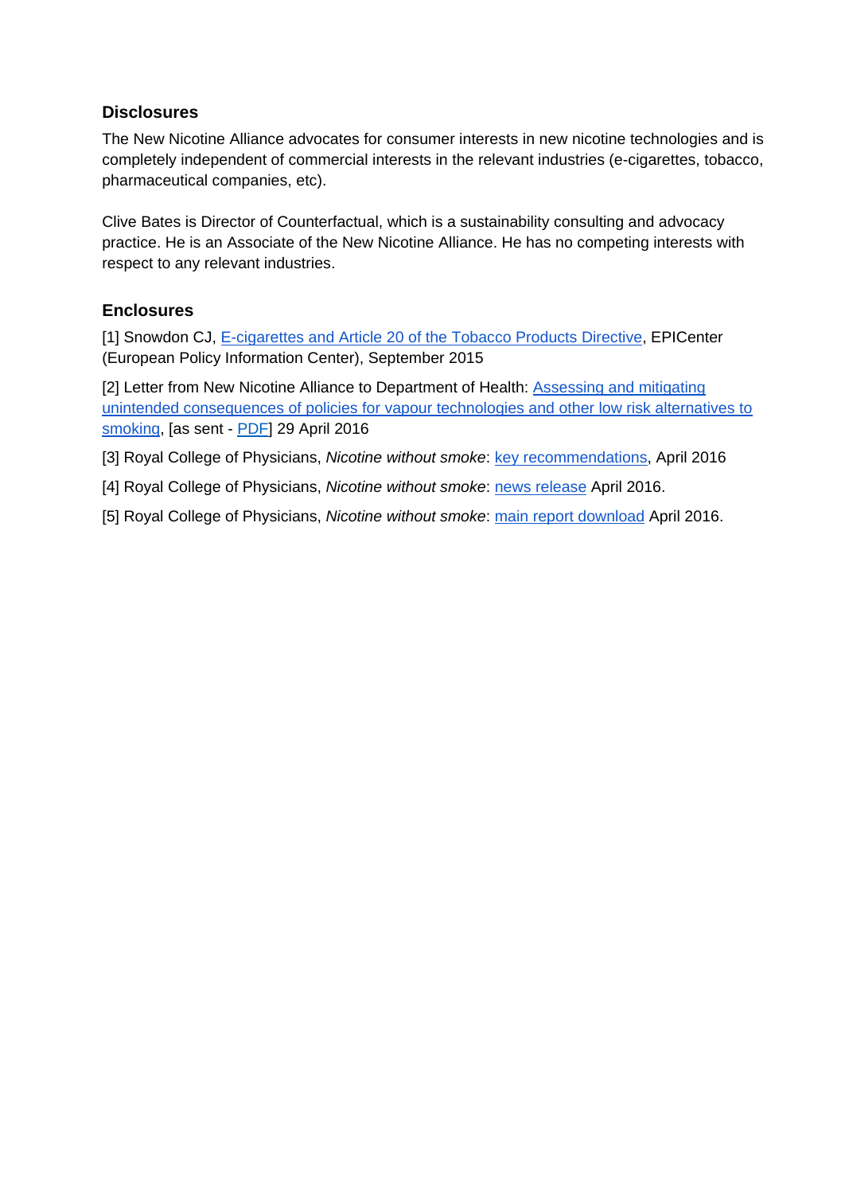### Disclosures

The New Nicotine Alliance advocates for consumer interests in new nicotine technologies and is completely independent of commercial interests in the relevant industries (e-cigarettes, tobacco, pharmaceutical companies, etc).

Clive Bates is Director of Counterfactual, which is a sustainability consulting and advocacy practice. He is an Associate of the New Nicotine Alliance. He has no competing interests with respect to any relevant industries.

### Enclosures

[1] Snowdon CJ, E-cigarettes and Article 20 of the Tobacco Products Directive, EPICenter (European Policy Information Center), September 2015

[2] Letter from New Nicotine Alliance to Department of Health: Assessing and mitigating unintended consequences of policies for vapour technologies and other low risk alternatives to smoking, [as sent - PDF] 29 April 2016

[3] Royal College of Physicians, *Nicotine without smoke*: key recommendations, April 2016

[4] Royal College of Physicians, *Nicotine without smoke*: news release April 2016.

[5] Royal College of Physicians, *Nicotine without smoke*: main report download April 2016.